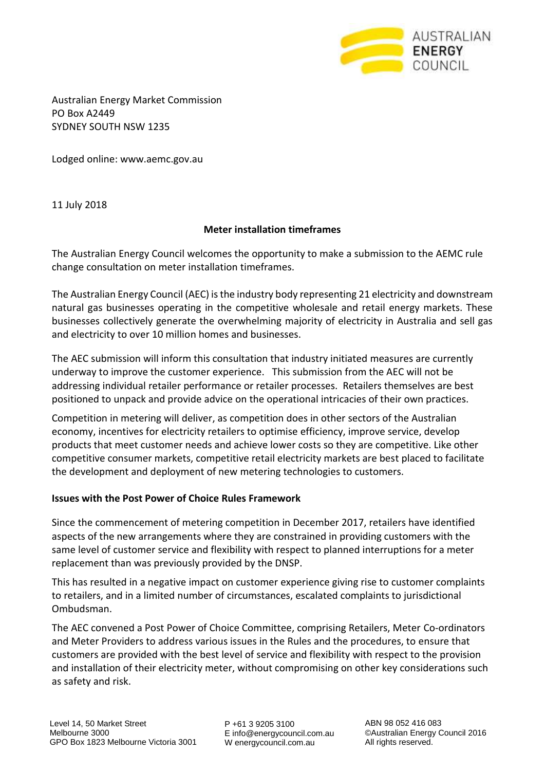Australian Energy Market Commission
PO Box A2449
SYDNEY SOUTH NSW 1235

Lodged online: www.aemc.gov.au

11 July 2018

**Meter installation timeframes**

The Australian Energy Council welcomes the opportunity to make a submission to the AEMC rule change consultation on meter installation timeframes.

The Australian Energy Council (AEC) is the industry body representing 21 electricity and downstream natural gas businesses operating in the competitive wholesale and retail energy markets. These businesses collectively generate the overwhelming majority of electricity in Australia and sell gas and electricity to over 10 million homes and businesses.

The AEC submission will inform this consultation that industry initiated measures are currently underway to improve the customer experience. This submission from the AEC will not be addressing individual retailer performance or retailer processes. Retailers themselves are best positioned to unpack and provide advice on the operational intricacies of their own practices.

Competition in metering will deliver, as competition does in other sectors of the Australian economy, incentives for electricity retailers to optimise efficiency, improve service, develop products that meet customer needs and achieve lower costs so they are competitive. Like other competitive consumer markets, competitive retail electricity markets are best placed to facilitate the development and deployment of new metering technologies to customers.

**Issues with the Post Power of Choice Rules Framework**

Since the commencement of metering competition in December 2017, retailers have identified aspects of the new arrangements where they are constrained in providing customers with the same level of customer service and flexibility with respect to planned interruptions for a meter replacement than was previously provided by the DNSP.

This has resulted in a negative impact on customer experience giving rise to customer complaints to retailers, and in a limited number of circumstances, escalated complaints to jurisdictional Ombudsman.

The AEC convened a Post Power of Choice Committee, comprising Retailers, Meter Co-ordinators and Meter Providers to address various issues in the Rules and the procedures, to ensure that customers are provided with the best level of service and flexibility with respect to the provision and installation of their electricity meter, without compromising on other key considerations such as safety and risk.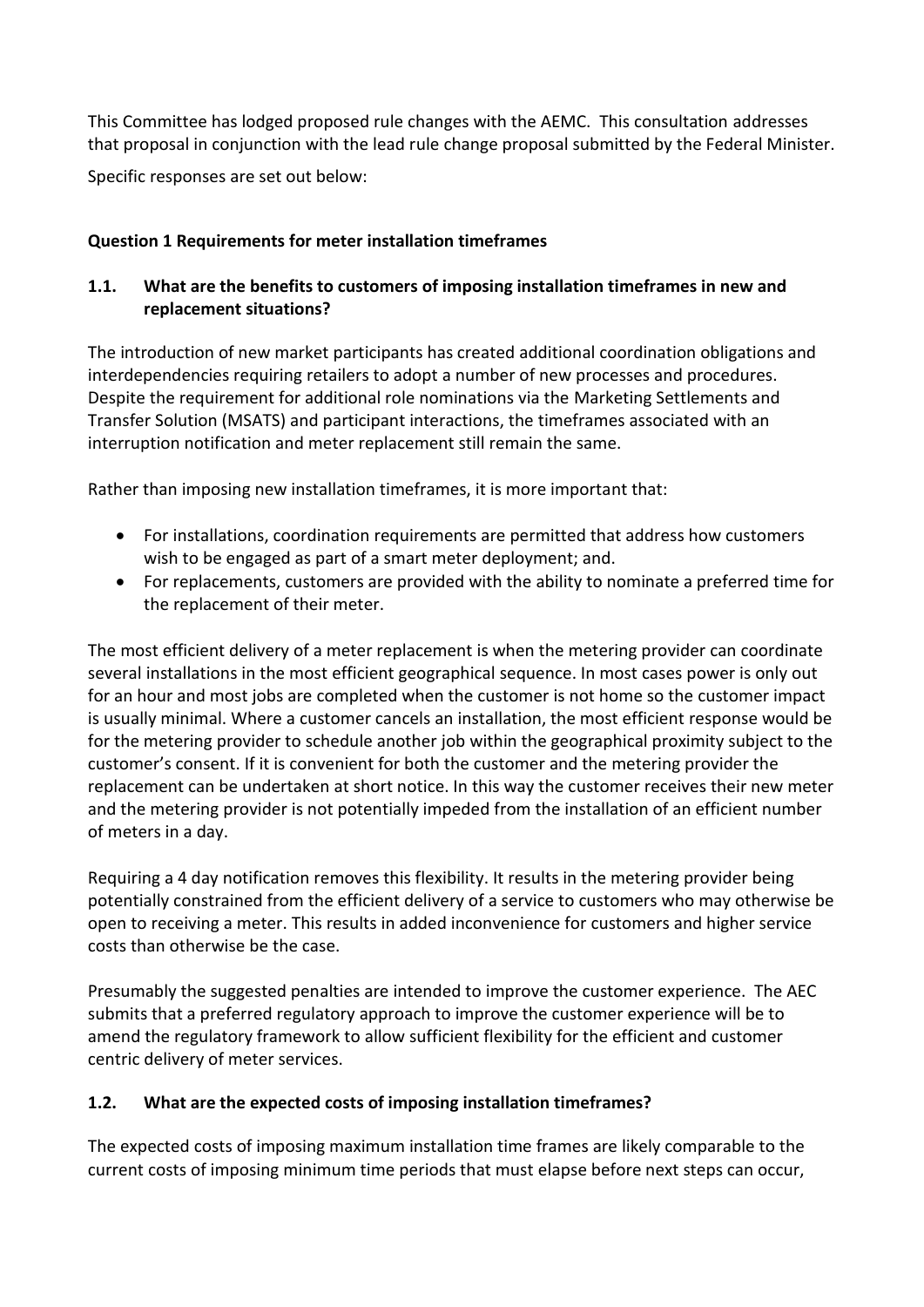This Committee has lodged proposed rule changes with the AEMC. This consultation addresses that proposal in conjunction with the lead rule change proposal submitted by the Federal Minister.

Specific responses are set out below:

**Question 1 Requirements for meter installation timeframes**

**1.1. What are the benefits to customers of imposing installation timeframes in new and replacement situations?**

The introduction of new market participants has created additional coordination obligations and interdependencies requiring retailers to adopt a number of new processes and procedures. Despite the requirement for additional role nominations via the Marketing Settlements and Transfer Solution (MSATS) and participant interactions, the timeframes associated with an interruption notification and meter replacement still remain the same.

Rather than imposing new installation timeframes, it is more important that:

- For installations, coordination requirements are permitted that address how customers wish to be engaged as part of a smart meter deployment; and.
- For replacements, customers are provided with the ability to nominate a preferred time for the replacement of their meter.

The most efficient delivery of a meter replacement is when the metering provider can coordinate several installations in the most efficient geographical sequence. In most cases power is only out for an hour and most jobs are completed when the customer is not home so the customer impact is usually minimal. Where a customer cancels an installation, the most efficient response would be for the metering provider to schedule another job within the geographical proximity subject to the customer's consent. If it is convenient for both the customer and the metering provider the replacement can be undertaken at short notice. In this way the customer receives their new meter and the metering provider is not potentially impeded from the installation of an efficient number of meters in a day.

Requiring a 4 day notification removes this flexibility. It results in the metering provider being potentially constrained from the efficient delivery of a service to customers who may otherwise be open to receiving a meter. This results in added inconvenience for customers and higher service costs than otherwise be the case.

Presumably the suggested penalties are intended to improve the customer experience. The AEC submits that a preferred regulatory approach to improve the customer experience will be to amend the regulatory framework to allow sufficient flexibility for the efficient and customer centric delivery of meter services.

**1.2. What are the expected costs of imposing installation timeframes?**

The expected costs of imposing maximum installation time frames are likely comparable to the current costs of imposing minimum time periods that must elapse before next steps can occur,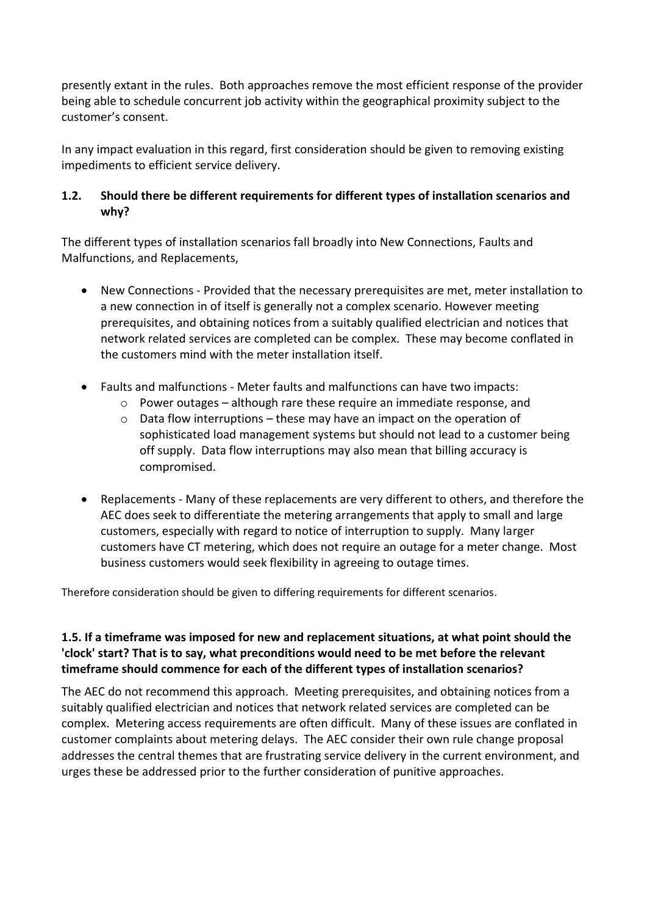presently extant in the rules. Both approaches remove the most efficient response of the provider being able to schedule concurrent job activity within the geographical proximity subject to the customer's consent.

In any impact evaluation in this regard, first consideration should be given to removing existing impediments to efficient service delivery.

### 1.2. Should there be different requirements for different types of installation scenarios and why?

The different types of installation scenarios fall broadly into New Connections, Faults and Malfunctions, and Replacements,

- New Connections - Provided that the necessary prerequisites are met, meter installation to a new connection in of itself is generally not a complex scenario. However meeting prerequisites, and obtaining notices from a suitably qualified electrician and notices that network related services are completed can be complex. These may become conflated in the customers mind with the meter installation itself.
- Faults and malfunctions - Meter faults and malfunctions can have two impacts:
  - Power outages – although rare these require an immediate response, and
  - Data flow interruptions – these may have an impact on the operation of sophisticated load management systems but should not lead to a customer being off supply. Data flow interruptions may also mean that billing accuracy is compromised.
- Replacements - Many of these replacements are very different to others, and therefore the AEC does seek to differentiate the metering arrangements that apply to small and large customers, especially with regard to notice of interruption to supply. Many larger customers have CT metering, which does not require an outage for a meter change. Most business customers would seek flexibility in agreeing to outage times.

Therefore consideration should be given to differing requirements for different scenarios.

### 1.5. If a timeframe was imposed for new and replacement situations, at what point should the 'clock' start? That is to say, what preconditions would need to be met before the relevant timeframe should commence for each of the different types of installation scenarios?

The AEC do not recommend this approach. Meeting prerequisites, and obtaining notices from a suitably qualified electrician and notices that network related services are completed can be complex. Metering access requirements are often difficult. Many of these issues are conflated in customer complaints about metering delays. The AEC consider their own rule change proposal addresses the central themes that are frustrating service delivery in the current environment, and urges these be addressed prior to the further consideration of punitive approaches.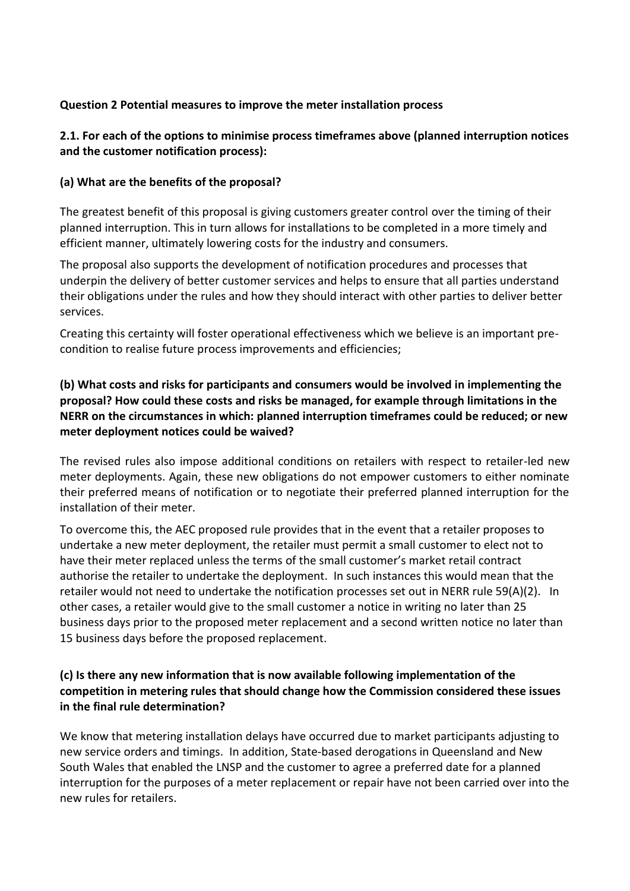**Question 2 Potential measures to improve the meter installation process**

**2.1. For each of the options to minimise process timeframes above (planned interruption notices and the customer notification process):**

**(a) What are the benefits of the proposal?**

The greatest benefit of this proposal is giving customers greater control over the timing of their planned interruption. This in turn allows for installations to be completed in a more timely and efficient manner, ultimately lowering costs for the industry and consumers.

The proposal also supports the development of notification procedures and processes that underpin the delivery of better customer services and helps to ensure that all parties understand their obligations under the rules and how they should interact with other parties to deliver better services.

Creating this certainty will foster operational effectiveness which we believe is an important pre-condition to realise future process improvements and efficiencies;

**(b) What costs and risks for participants and consumers would be involved in implementing the proposal? How could these costs and risks be managed, for example through limitations in the NERR on the circumstances in which: planned interruption timeframes could be reduced; or new meter deployment notices could be waived?**

The revised rules also impose additional conditions on retailers with respect to retailer-led new meter deployments. Again, these new obligations do not empower customers to either nominate their preferred means of notification or to negotiate their preferred planned interruption for the installation of their meter.

To overcome this, the AEC proposed rule provides that in the event that a retailer proposes to undertake a new meter deployment, the retailer must permit a small customer to elect not to have their meter replaced unless the terms of the small customer's market retail contract authorise the retailer to undertake the deployment. In such instances this would mean that the retailer would not need to undertake the notification processes set out in NERR rule 59(A)(2). In other cases, a retailer would give to the small customer a notice in writing no later than 25 business days prior to the proposed meter replacement and a second written notice no later than 15 business days before the proposed replacement.

**(c) Is there any new information that is now available following implementation of the competition in metering rules that should change how the Commission considered these issues in the final rule determination?**

We know that metering installation delays have occurred due to market participants adjusting to new service orders and timings. In addition, State-based derogations in Queensland and New South Wales that enabled the LNSP and the customer to agree a preferred date for a planned interruption for the purposes of a meter replacement or repair have not been carried over into the new rules for retailers.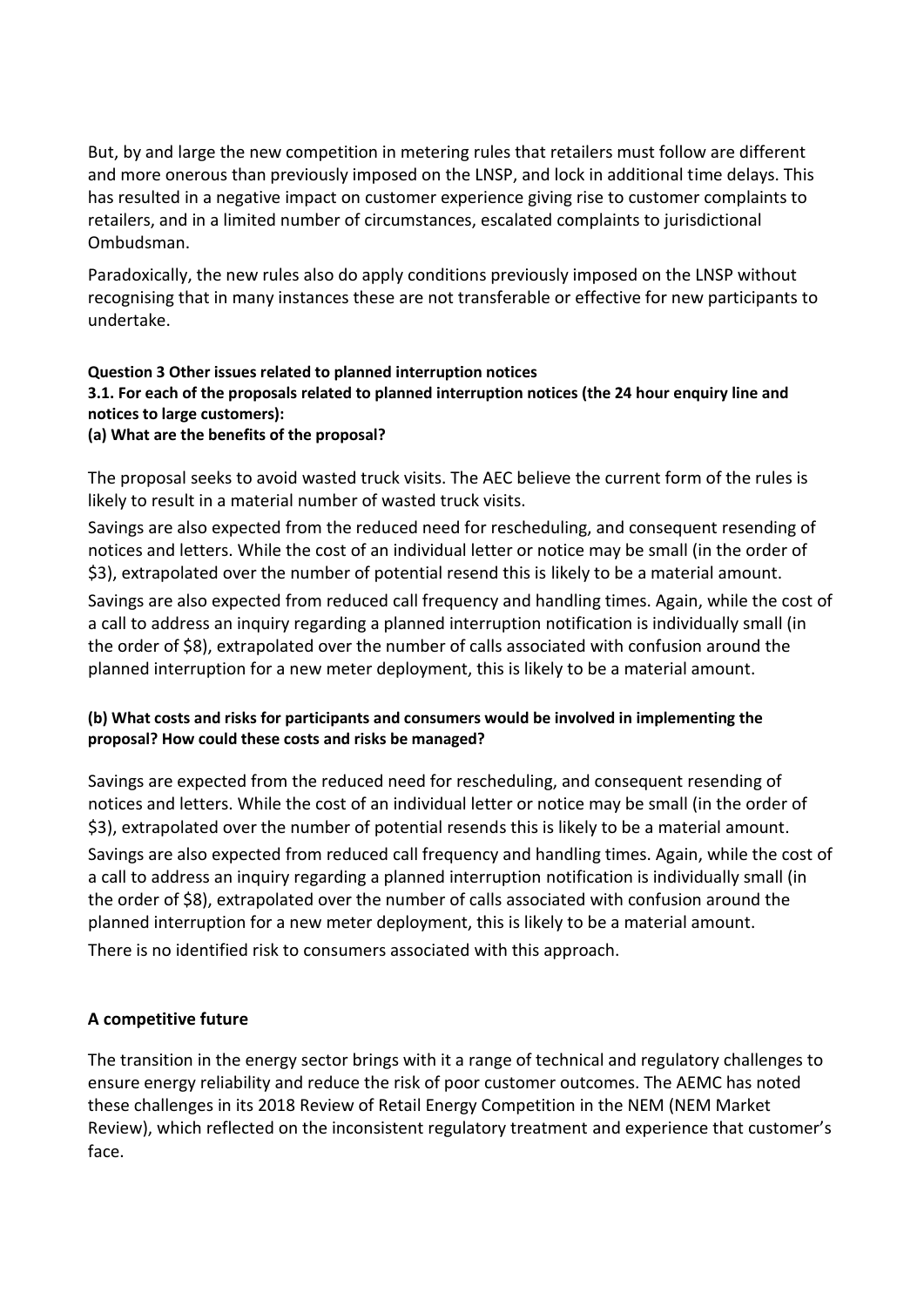But, by and large the new competition in metering rules that retailers must follow are different and more onerous than previously imposed on the LNSP, and lock in additional time delays. This has resulted in a negative impact on customer experience giving rise to customer complaints to retailers, and in a limited number of circumstances, escalated complaints to jurisdictional Ombudsman.

Paradoxically, the new rules also do apply conditions previously imposed on the LNSP without recognising that in many instances these are not transferable or effective for new participants to undertake.

**Question 3 Other issues related to planned interruption notices**

**3.1. For each of the proposals related to planned interruption notices (the 24 hour enquiry line and notices to large customers):**

**(a) What are the benefits of the proposal?**

The proposal seeks to avoid wasted truck visits. The AEC believe the current form of the rules is likely to result in a material number of wasted truck visits.

Savings are also expected from the reduced need for rescheduling, and consequent resending of notices and letters. While the cost of an individual letter or notice may be small (in the order of $3), extrapolated over the number of potential resend this is likely to be a material amount.

Savings are also expected from reduced call frequency and handling times. Again, while the cost of a call to address an inquiry regarding a planned interruption notification is individually small (in the order of $8), extrapolated over the number of calls associated with confusion around the planned interruption for a new meter deployment, this is likely to be a material amount.

**(b) What costs and risks for participants and consumers would be involved in implementing the proposal? How could these costs and risks be managed?**

Savings are expected from the reduced need for rescheduling, and consequent resending of notices and letters. While the cost of an individual letter or notice may be small (in the order of $3), extrapolated over the number of potential resends this is likely to be a material amount.

Savings are also expected from reduced call frequency and handling times. Again, while the cost of a call to address an inquiry regarding a planned interruption notification is individually small (in the order of $8), extrapolated over the number of calls associated with confusion around the planned interruption for a new meter deployment, this is likely to be a material amount.

There is no identified risk to consumers associated with this approach.

## A competitive future

The transition in the energy sector brings with it a range of technical and regulatory challenges to ensure energy reliability and reduce the risk of poor customer outcomes. The AEMC has noted these challenges in its 2018 Review of Retail Energy Competition in the NEM (NEM Market Review), which reflected on the inconsistent regulatory treatment and experience that customer's face.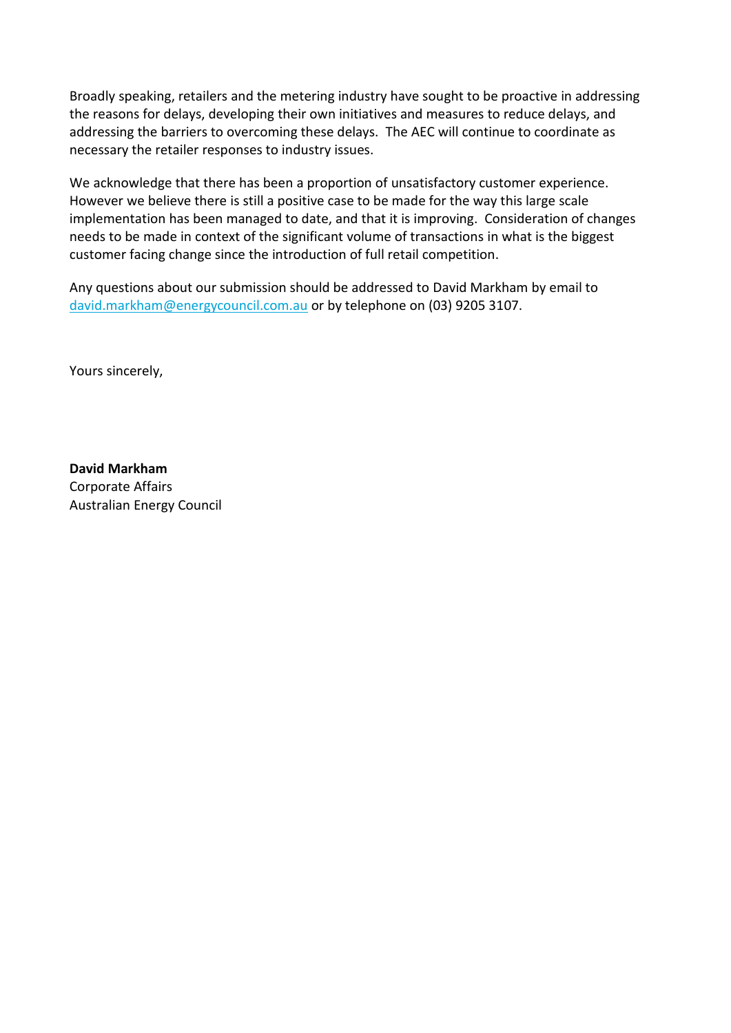Broadly speaking, retailers and the metering industry have sought to be proactive in addressing the reasons for delays, developing their own initiatives and measures to reduce delays, and addressing the barriers to overcoming these delays. The AEC will continue to coordinate as necessary the retailer responses to industry issues.

We acknowledge that there has been a proportion of unsatisfactory customer experience. However we believe there is still a positive case to be made for the way this large scale implementation has been managed to date, and that it is improving. Consideration of changes needs to be made in context of the significant volume of transactions in what is the biggest customer facing change since the introduction of full retail competition.

Any questions about our submission should be addressed to David Markham by email to [david.markham@energycouncil.com.au](mailto:david.markham@energycouncil.com.au) or by telephone on (03) 9205 3107.

Yours sincerely,

**David Markham**
Corporate Affairs
Australian Energy Council